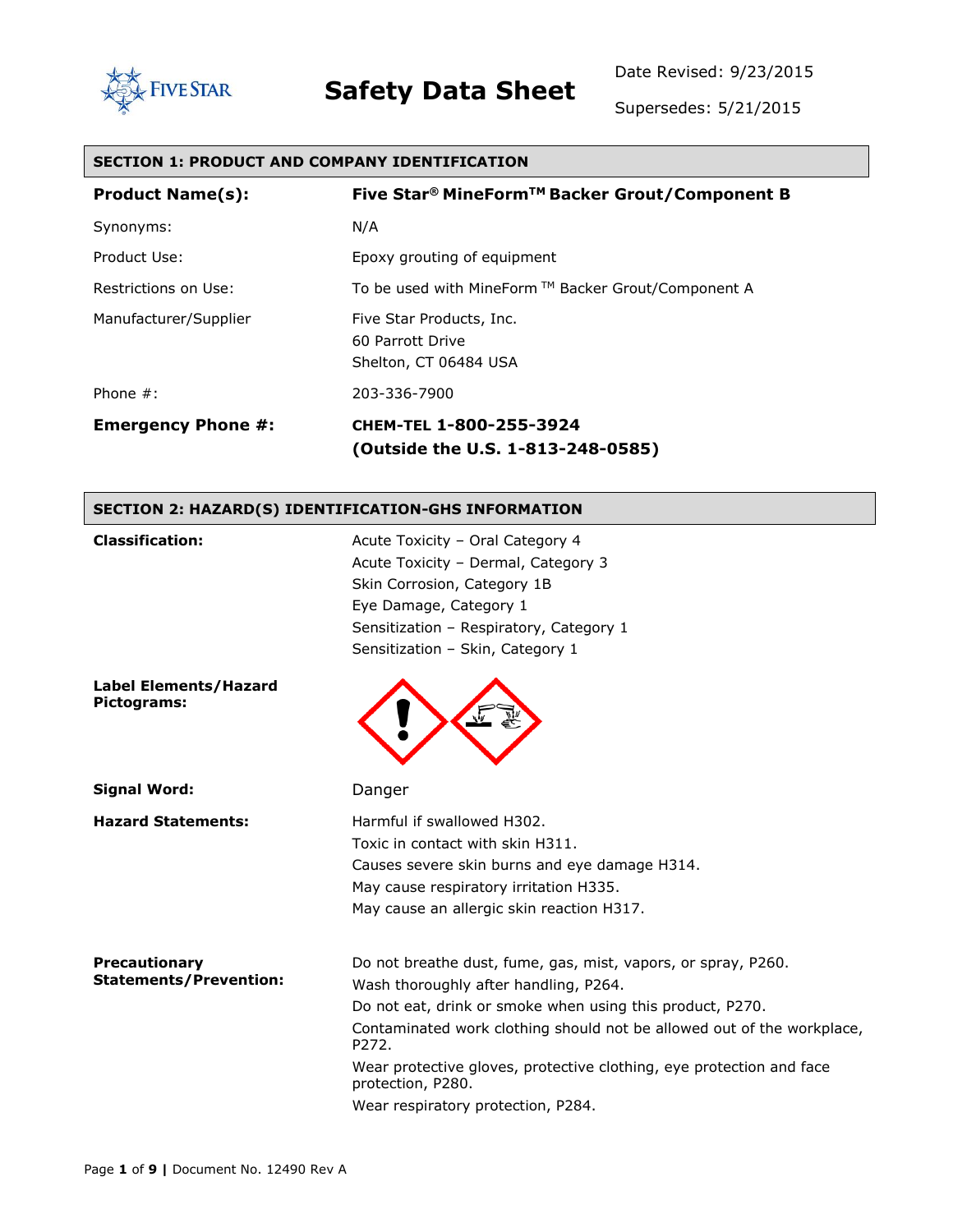# Safety Data Sheet

Date Revised: 9/23/2015

Supersedes: 5/21/2015

## SECTION 1: PRODUCT AND COMPANY IDENTIFICATION

| | |
|---|---|
| **Product Name(s):** | **Five Star® MineForm™ Backer Grout/Component B** |
| Synonyms: | N/A |
| Product Use: | Epoxy grouting of equipment |
| Restrictions on Use: | To be used with MineForm ™ Backer Grout/Component A |
| Manufacturer/Supplier | Five Star Products, Inc.<br>60 Parrott Drive<br>Shelton, CT 06484 USA |
| Phone #: | 203-336-7900 |
| **Emergency Phone #:** | **CHEM-TEL 1-800-255-3924**<br>**(Outside the U.S. 1-813-248-0585)** |

## SECTION 2: HAZARD(S) IDENTIFICATION-GHS INFORMATION

**Classification:**

Acute Toxicity – Oral Category 4
Acute Toxicity – Dermal, Category 3
Skin Corrosion, Category 1B
Eye Damage, Category 1
Sensitization – Respiratory, Category 1
Sensitization – Skin, Category 1

**Label Elements/Hazard Pictograms:**

**Signal Word:** Danger

**Hazard Statements:**

Harmful if swallowed H302.
Toxic in contact with skin H311.
Causes severe skin burns and eye damage H314.
May cause respiratory irritation H335.
May cause an allergic skin reaction H317.

**Precautionary Statements/Prevention:**

Do not breathe dust, fume, gas, mist, vapors, or spray, P260.
Wash thoroughly after handling, P264.
Do not eat, drink or smoke when using this product, P270.
Contaminated work clothing should not be allowed out of the workplace, P272.
Wear protective gloves, protective clothing, eye protection and face protection, P280.
Wear respiratory protection, P284.

Document No. 12490 Rev A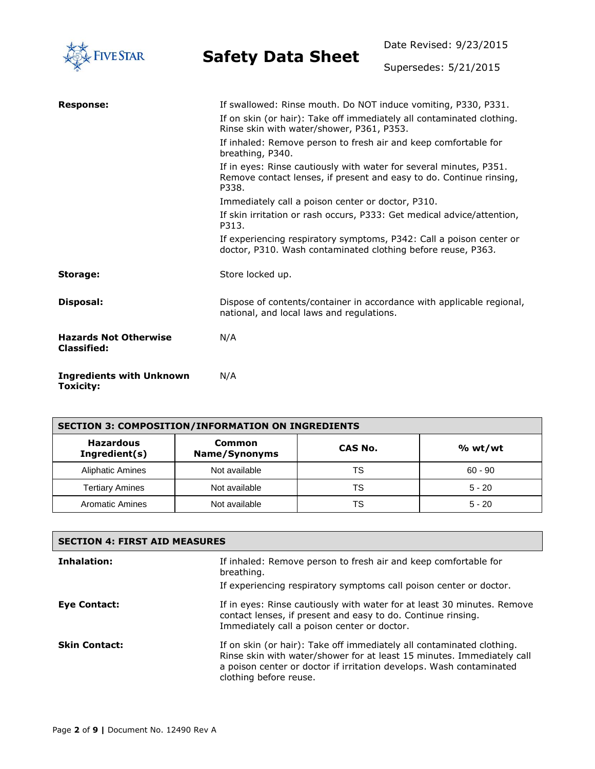**Response:**

If swallowed: Rinse mouth. Do NOT induce vomiting, P330, P331.

If on skin (or hair): Take off immediately all contaminated clothing. Rinse skin with water/shower, P361, P353.

If inhaled: Remove person to fresh air and keep comfortable for breathing, P340.

If in eyes: Rinse cautiously with water for several minutes, P351. Remove contact lenses, if present and easy to do. Continue rinsing, P338.

Immediately call a poison center or doctor, P310.

If skin irritation or rash occurs, P333: Get medical advice/attention, P313.

If experiencing respiratory symptoms, P342: Call a poison center or doctor, P310. Wash contaminated clothing before reuse, P363.

**Storage:**

Store locked up.

**Disposal:**

Dispose of contents/container in accordance with applicable regional, national, and local laws and regulations.

**Hazards Not Otherwise Classified:**

N/A

**Ingredients with Unknown Toxicity:**

N/A

## SECTION 3: COMPOSITION/INFORMATION ON INGREDIENTS

| Hazardous Ingredient(s) | Common Name/Synonyms | CAS No. | % wt/wt |
|---|---|---|---|
| Aliphatic Amines | Not available | TS | 60 - 90 |
| Tertiary Amines | Not available | TS | 5 - 20 |
| Aromatic Amines | Not available | TS | 5 - 20 |

## SECTION 4: FIRST AID MEASURES

**Inhalation:**

If inhaled: Remove person to fresh air and keep comfortable for breathing.

If experiencing respiratory symptoms call poison center or doctor.

**Eye Contact:**

If in eyes: Rinse cautiously with water for at least 30 minutes. Remove contact lenses, if present and easy to do. Continue rinsing. Immediately call a poison center or doctor.

**Skin Contact:**

If on skin (or hair): Take off immediately all contaminated clothing. Rinse skin with water/shower for at least 15 minutes. Immediately call a poison center or doctor if irritation develops. Wash contaminated clothing before reuse.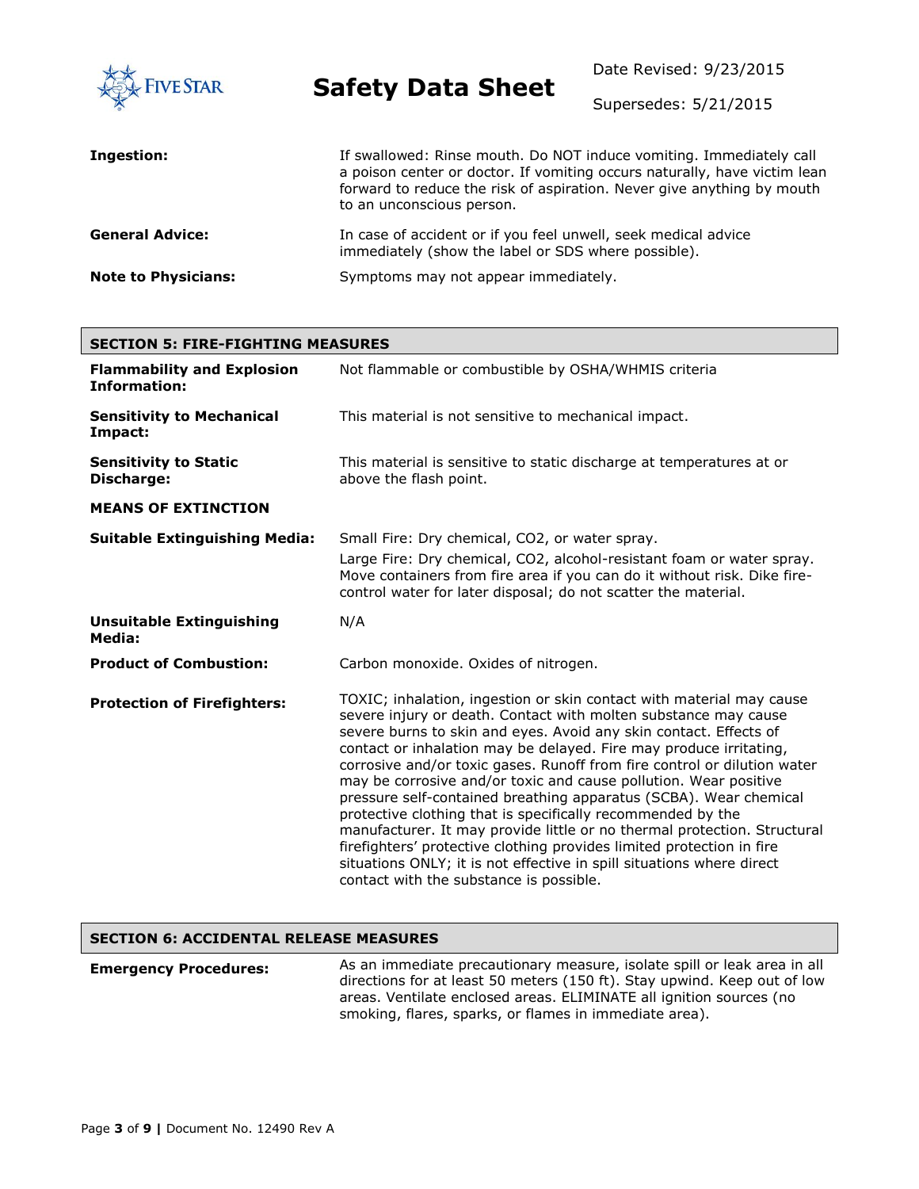**Ingestion:** If swallowed: Rinse mouth. Do NOT induce vomiting. Immediately call a poison center or doctor. If vomiting occurs naturally, have victim lean forward to reduce the risk of aspiration. Never give anything by mouth to an unconscious person.

**General Advice:** In case of accident or if you feel unwell, seek medical advice immediately (show the label or SDS where possible).

**Note to Physicians:** Symptoms may not appear immediately.

## SECTION 5: FIRE-FIGHTING MEASURES

**Flammability and Explosion Information:** Not flammable or combustible by OSHA/WHMIS criteria

**Sensitivity to Mechanical Impact:** This material is not sensitive to mechanical impact.

**Sensitivity to Static Discharge:** This material is sensitive to static discharge at temperatures at or above the flash point.

**MEANS OF EXTINCTION**

**Suitable Extinguishing Media:** Small Fire: Dry chemical, $CO_2$, or water spray.
Large Fire: Dry chemical, $CO_2$, alcohol-resistant foam or water spray. Move containers from fire area if you can do it without risk. Dike fire-control water for later disposal; do not scatter the material.

**Unsuitable Extinguishing Media:** N/A

**Product of Combustion:** Carbon monoxide. Oxides of nitrogen.

**Protection of Firefighters:** TOXIC; inhalation, ingestion or skin contact with material may cause severe injury or death. Contact with molten substance may cause severe burns to skin and eyes. Avoid any skin contact. Effects of contact or inhalation may be delayed. Fire may produce irritating, corrosive and/or toxic gases. Runoff from fire control or dilution water may be corrosive and/or toxic and cause pollution. Wear positive pressure self-contained breathing apparatus (SCBA). Wear chemical protective clothing that is specifically recommended by the manufacturer. It may provide little or no thermal protection. Structural firefighters' protective clothing provides limited protection in fire situations ONLY; it is not effective in spill situations where direct contact with the substance is possible.

## SECTION 6: ACCIDENTAL RELEASE MEASURES

**Emergency Procedures:** As an immediate precautionary measure, isolate spill or leak area in all directions for at least 50 meters (150 ft). Stay upwind. Keep out of low areas. Ventilate enclosed areas. ELIMINATE all ignition sources (no smoking, flares, sparks, or flames in immediate area).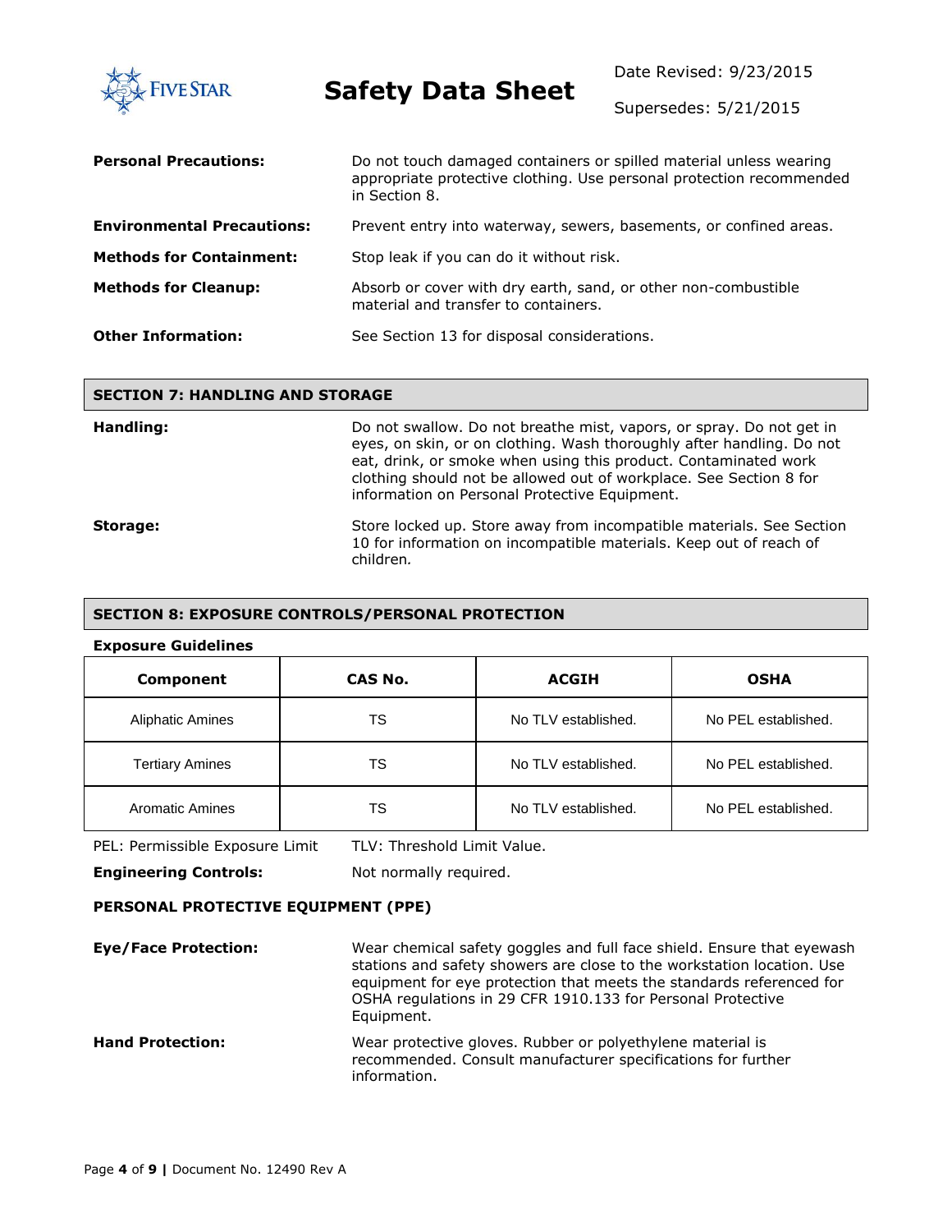**Personal Precautions:** Do not touch damaged containers or spilled material unless wearing appropriate protective clothing. Use personal protection recommended in Section 8.

**Environmental Precautions:** Prevent entry into waterway, sewers, basements, or confined areas.

**Methods for Containment:** Stop leak if you can do it without risk.

**Methods for Cleanup:** Absorb or cover with dry earth, sand, or other non-combustible material and transfer to containers.

**Other Information:** See Section 13 for disposal considerations.

## SECTION 7: HANDLING AND STORAGE

**Handling:** Do not swallow. Do not breathe mist, vapors, or spray. Do not get in eyes, on skin, or on clothing. Wash thoroughly after handling. Do not eat, drink, or smoke when using this product. Contaminated work clothing should not be allowed out of workplace. See Section 8 for information on Personal Protective Equipment.

**Storage:** Store locked up. Store away from incompatible materials. See Section 10 for information on incompatible materials. Keep out of reach of children.

## SECTION 8: EXPOSURE CONTROLS/PERSONAL PROTECTION

**Exposure Guidelines**

| Component | CAS No. | ACGIH | OSHA |
|---|---|---|---|
| Aliphatic Amines | TS | No TLV established. | No PEL established. |
| Tertiary Amines | TS | No TLV established. | No PEL established. |
| Aromatic Amines | TS | No TLV established. | No PEL established. |

PEL: Permissible Exposure Limit TLV: Threshold Limit Value.

**Engineering Controls:** Not normally required.

**PERSONAL PROTECTIVE EQUIPMENT (PPE)**

**Eye/Face Protection:** Wear chemical safety goggles and full face shield. Ensure that eyewash stations and safety showers are close to the workstation location. Use equipment for eye protection that meets the standards referenced for OSHA regulations in 29 CFR 1910.133 for Personal Protective Equipment.

**Hand Protection:** Wear protective gloves. Rubber or polyethylene material is recommended. Consult manufacturer specifications for further information.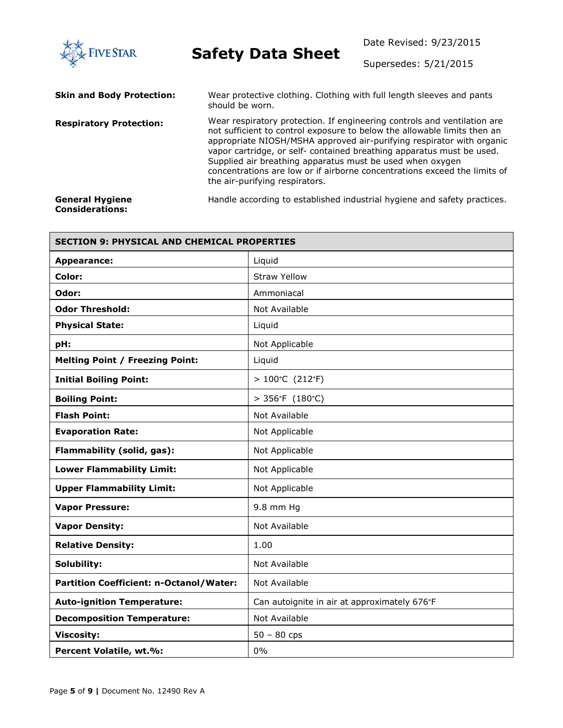**Skin and Body Protection:** Wear protective clothing. Clothing with full length sleeves and pants should be worn.

**Respiratory Protection:** Wear respiratory protection. If engineering controls and ventilation are not sufficient to control exposure to below the allowable limits then an appropriate NIOSH/MSHA approved air-purifying respirator with organic vapor cartridge, or self- contained breathing apparatus must be used. Supplied air breathing apparatus must be used when oxygen concentrations are low or if airborne concentrations exceed the limits of the air-purifying respirators.

**General Hygiene Considerations:** Handle according to established industrial hygiene and safety practices.

| SECTION 9: PHYSICAL AND CHEMICAL PROPERTIES | |
|---|---|
| **Appearance:** | Liquid |
| **Color:** | Straw Yellow |
| **Odor:** | Ammoniacal |
| **Odor Threshold:** | Not Available |
| **Physical State:** | Liquid |
| **pH:** | Not Applicable |
| **Melting Point / Freezing Point:** | Liquid |
| **Initial Boiling Point:** | > 100°C (212°F) |
| **Boiling Point:** | > 356°F (180°C) |
| **Flash Point:** | Not Available |
| **Evaporation Rate:** | Not Applicable |
| **Flammability (solid, gas):** | Not Applicable |
| **Lower Flammability Limit:** | Not Applicable |
| **Upper Flammability Limit:** | Not Applicable |
| **Vapor Pressure:** | 9.8 mm Hg |
| **Vapor Density:** | Not Available |
| **Relative Density:** | 1.00 |
| **Solubility:** | Not Available |
| **Partition Coefficient: n-Octanol/Water:** | Not Available |
| **Auto-ignition Temperature:** | Can autoignite in air at approximately 676°F |
| **Decomposition Temperature:** | Not Available |
| **Viscosity:** | 50 – 80 cps |
| **Percent Volatile, wt.%:** | 0% |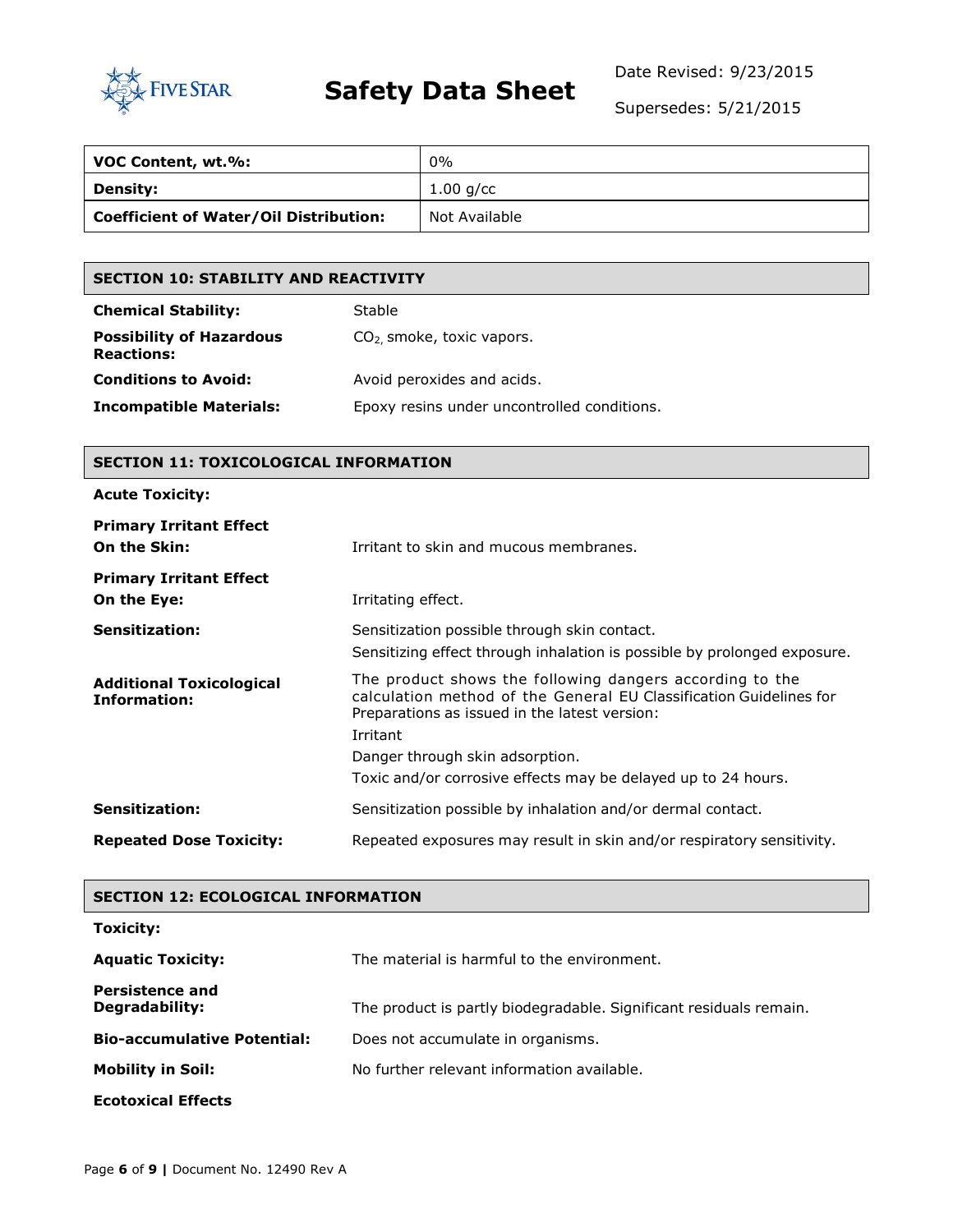| VOC Content, wt.%: | 0% |
|---|---|
| **Density:** | 1.00 g/cc |
| **Coefficient of Water/Oil Distribution:** | Not Available |

## SECTION 10: STABILITY AND REACTIVITY

**Chemical Stability:** Stable

**Possibility of Hazardous Reactions:** $CO_2$, smoke, toxic vapors.

**Conditions to Avoid:** Avoid peroxides and acids.

**Incompatible Materials:** Epoxy resins under uncontrolled conditions.

## SECTION 11: TOXICOLOGICAL INFORMATION

**Acute Toxicity:**

**Primary Irritant Effect On the Skin:** Irritant to skin and mucous membranes.

**Primary Irritant Effect On the Eye:** Irritating effect.

**Sensitization:** Sensitization possible through skin contact.
Sensitizing effect through inhalation is possible by prolonged exposure.

**Additional Toxicological Information:** The product shows the following dangers according to the calculation method of the General EU Classification Guidelines for Preparations as issued in the latest version:
Irritant
Danger through skin adsorption.
Toxic and/or corrosive effects may be delayed up to 24 hours.

**Sensitization:** Sensitization possible by inhalation and/or dermal contact.

**Repeated Dose Toxicity:** Repeated exposures may result in skin and/or respiratory sensitivity.

## SECTION 12: ECOLOGICAL INFORMATION

**Toxicity:**

**Aquatic Toxicity:** The material is harmful to the environment.

**Persistence and Degradability:** The product is partly biodegradable. Significant residuals remain.

**Bio-accumulative Potential:** Does not accumulate in organisms.

**Mobility in Soil:** No further relevant information available.

**Ecotoxical Effects**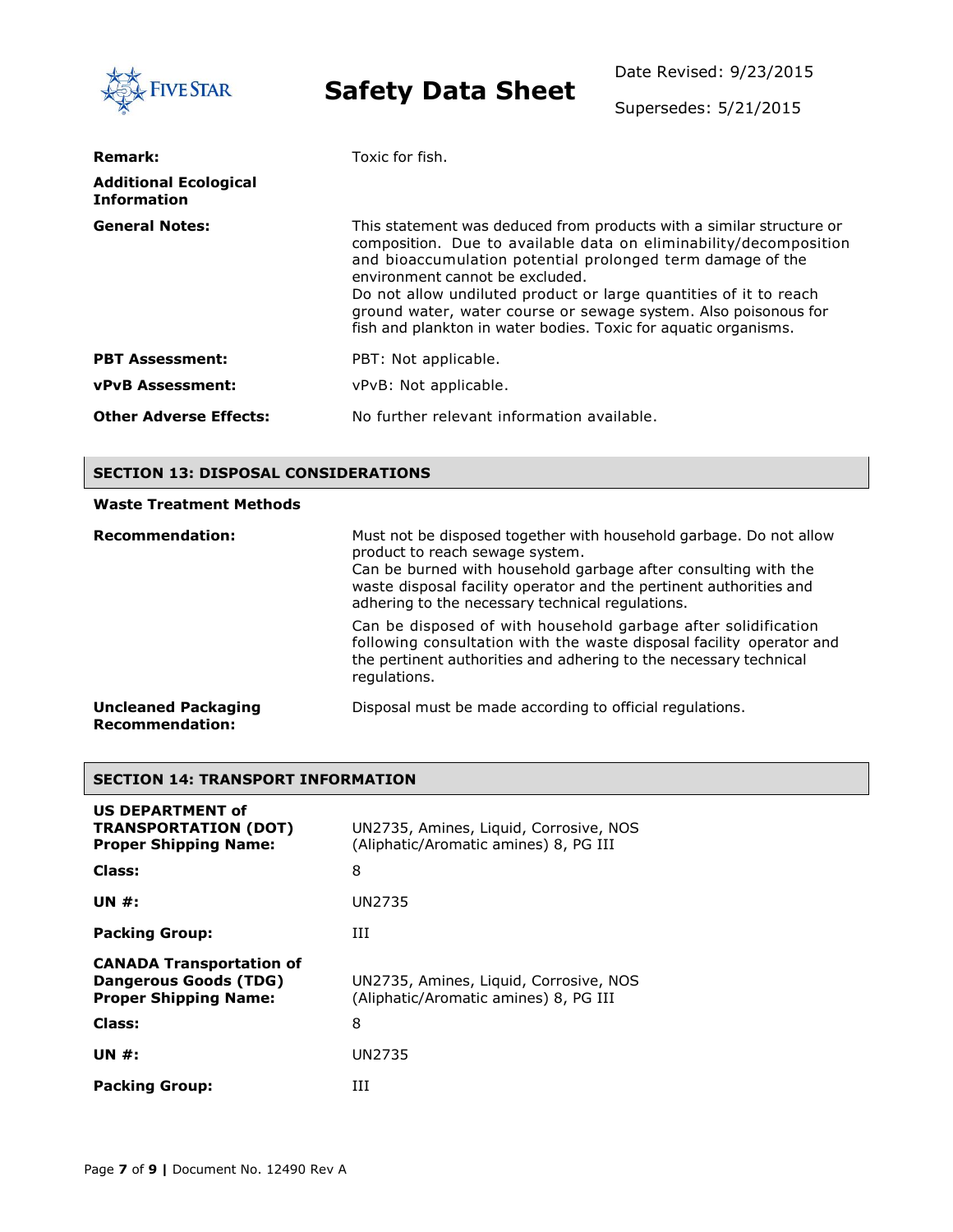| | |
|---|---|
| **Remark:** | Toxic for fish. |
| **Additional Ecological Information** | |
| **General Notes:** | This statement was deduced from products with a similar structure or composition. Due to available data on eliminability/decomposition and bioaccumulation potential prolonged term damage of the environment cannot be excluded.<br>Do not allow undiluted product or large quantities of it to reach ground water, water course or sewage system. Also poisonous for fish and plankton in water bodies. Toxic for aquatic organisms. |
| **PBT Assessment:** | PBT: Not applicable. |
| **vPvB Assessment:** | vPvB: Not applicable. |
| **Other Adverse Effects:** | No further relevant information available. |

## SECTION 13: DISPOSAL CONSIDERATIONS

**Waste Treatment Methods**

| | |
|---|---|
| **Recommendation:** | Must not be disposed together with household garbage. Do not allow product to reach sewage system.<br>Can be burned with household garbage after consulting with the waste disposal facility operator and the pertinent authorities and adhering to the necessary technical regulations.<br>Can be disposed of with household garbage after solidification following consultation with the waste disposal facility operator and the pertinent authorities and adhering to the necessary technical regulations. |
| **Uncleaned Packaging Recommendation:** | Disposal must be made according to official regulations. |

## SECTION 14: TRANSPORT INFORMATION

| | |
|---|---|
| **US DEPARTMENT of TRANSPORTATION (DOT) Proper Shipping Name:** | UN2735, Amines, Liquid, Corrosive, NOS (Aliphatic/Aromatic amines) 8, PG III |
| **Class:** | 8 |
| **UN #:** | UN2735 |
| **Packing Group:** | III |
| **CANADA Transportation of Dangerous Goods (TDG) Proper Shipping Name:** | UN2735, Amines, Liquid, Corrosive, NOS (Aliphatic/Aromatic amines) 8, PG III |
| **Class:** | 8 |
| **UN #:** | UN2735 |
| **Packing Group:** | III |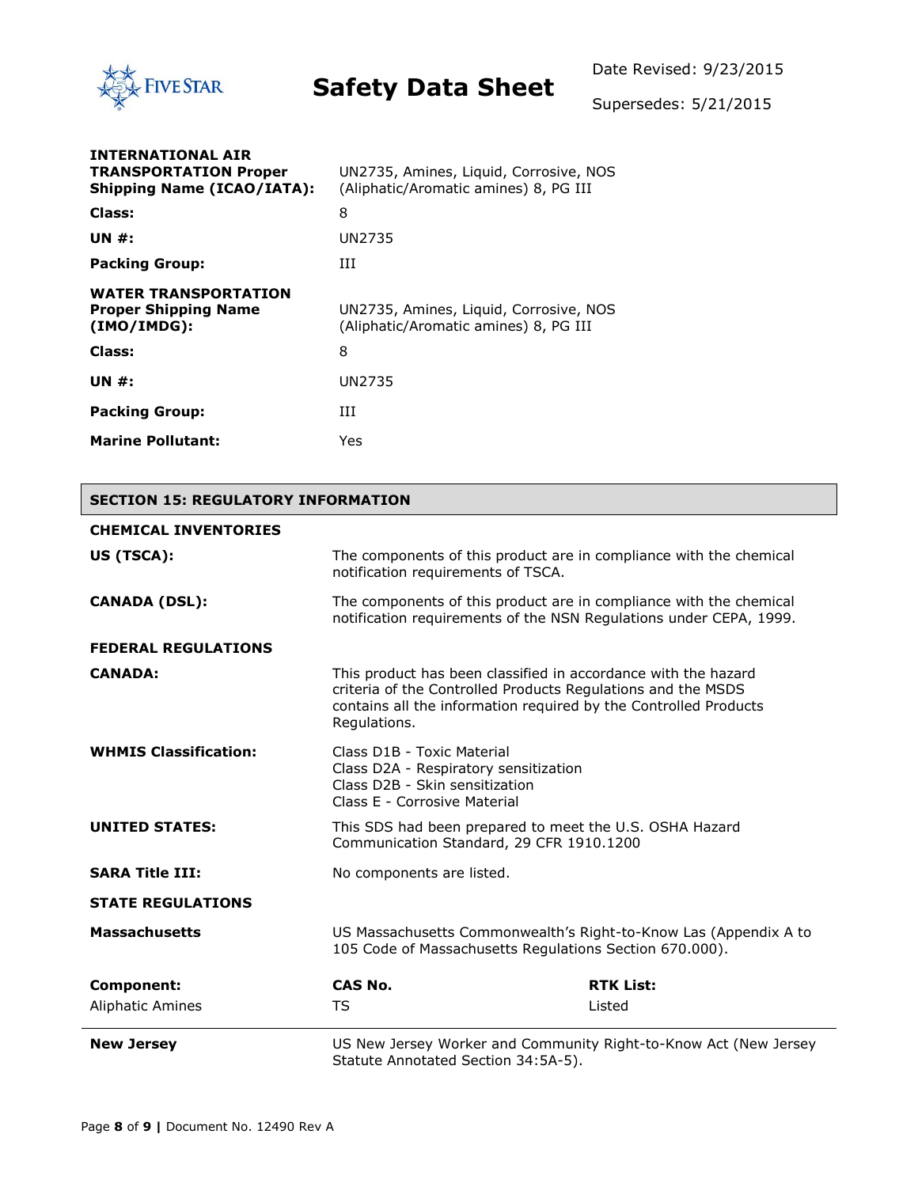**INTERNATIONAL AIR TRANSPORTATION Proper Shipping Name (ICAO/IATA):** UN2735, Amines, Liquid, Corrosive, NOS (Aliphatic/Aromatic amines) 8, PG III

**Class:** 8

**UN #:** UN2735

**Packing Group:** III

**WATER TRANSPORTATION Proper Shipping Name (IMO/IMDG):** UN2735, Amines, Liquid, Corrosive, NOS (Aliphatic/Aromatic amines) 8, PG III

**Class:** 8

**UN #:** UN2735

**Packing Group:** III

**Marine Pollutant:** Yes

## SECTION 15: REGULATORY INFORMATION

**CHEMICAL INVENTORIES**

**US (TSCA):** The components of this product are in compliance with the chemical notification requirements of TSCA.

**CANADA (DSL):** The components of this product are in compliance with the chemical notification requirements of the NSN Regulations under CEPA, 1999.

**FEDERAL REGULATIONS**

**CANADA:** This product has been classified in accordance with the hazard criteria of the Controlled Products Regulations and the MSDS contains all the information required by the Controlled Products Regulations.

**WHMIS Classification:**
Class D1B - Toxic Material
Class D2A - Respiratory sensitization
Class D2B - Skin sensitization
Class E - Corrosive Material

**UNITED STATES:** This SDS had been prepared to meet the U.S. OSHA Hazard Communication Standard, 29 CFR 1910.1200

**SARA Title III:** No components are listed.

**STATE REGULATIONS**

**Massachusetts** US Massachusetts Commonwealth's Right-to-Know Las (Appendix A to 105 Code of Massachusetts Regulations Section 670.000).

| Component: | CAS No. | RTK List: |
|---|---|---|
| Aliphatic Amines | TS | Listed |

**New Jersey** US New Jersey Worker and Community Right-to-Know Act (New Jersey Statute Annotated Section 34:5A-5).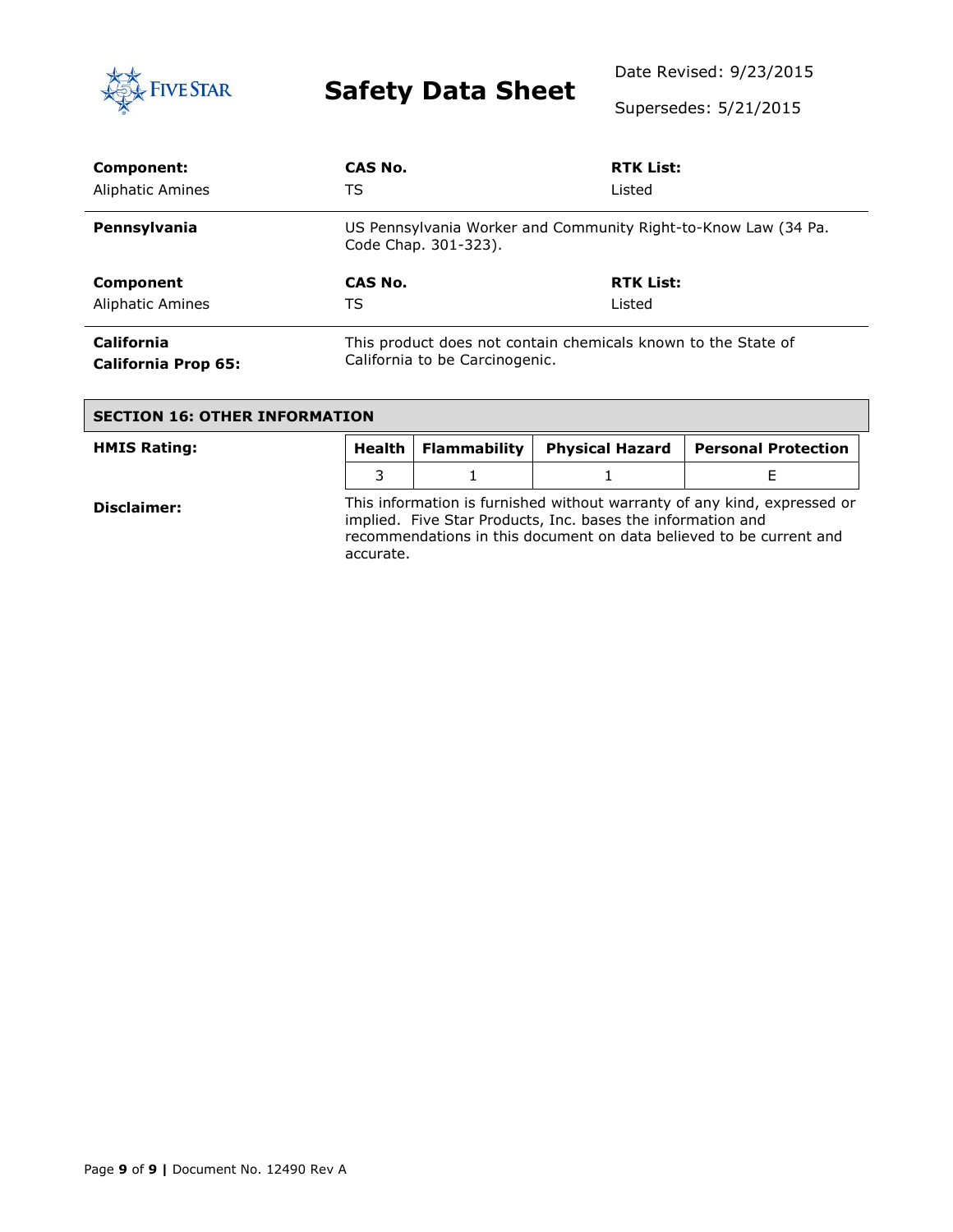| Component: | CAS No. | RTK List: |
|---|---|---|
| Aliphatic Amines | TS | Listed |

| **Pennsylvania** | US Pennsylvania Worker and Community Right-to-Know Law (34 Pa. Code Chap. 301-323). | |
|---|---|---|
| **Component** | **CAS No.** | **RTK List:** |
| Aliphatic Amines | TS | Listed |

**California**
**California Prop 65:** This product does not contain chemicals known to the State of California to be Carcinogenic.

## SECTION 16: OTHER INFORMATION

**HMIS Rating:**

| Health | Flammability | Physical Hazard | Personal Protection |
|---|---|---|---|
| 3 | 1 | 1 | E |

**Disclaimer:** This information is furnished without warranty of any kind, expressed or implied. Five Star Products, Inc. bases the information and recommendations in this document on data believed to be current and accurate.